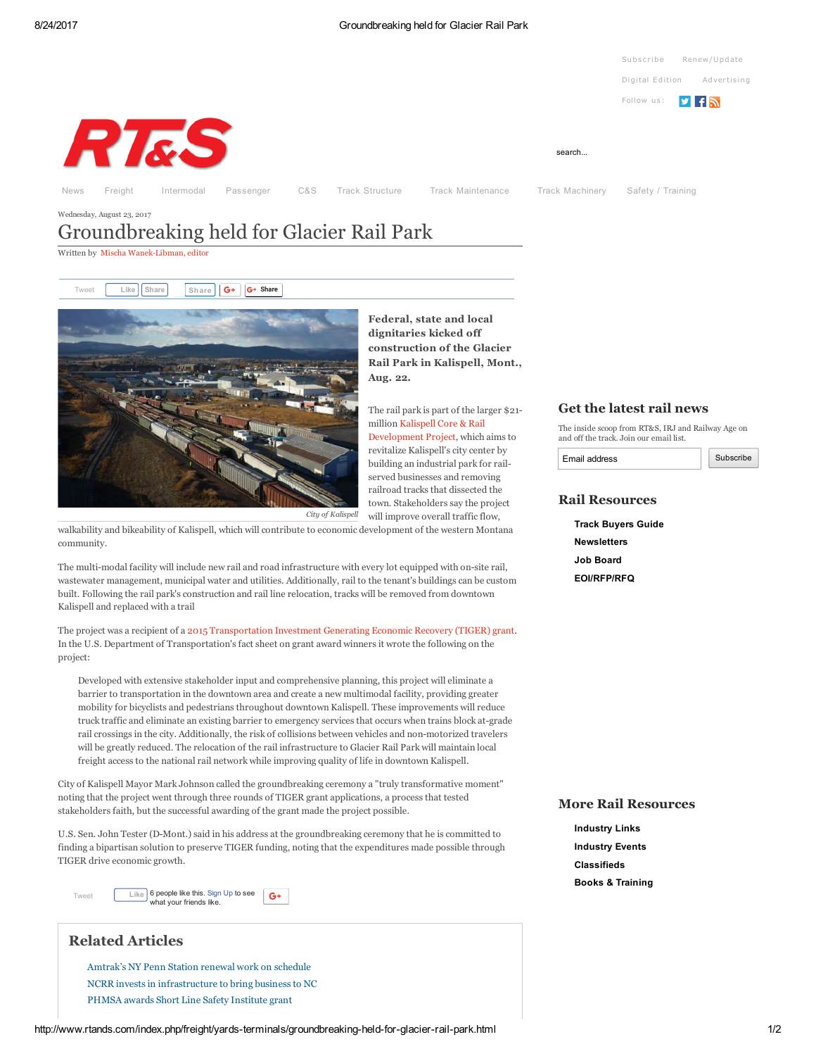Wednesday, August 23, 2017

# Groundbreaking held for Glacier Rail Park

Written by Mischa Wanek-Libman, editor

City of Kalispell

**Federal, state and local dignitaries kicked off construction of the Glacier Rail Park in Kalispell, Mont., Aug. 22.**

The rail park is part of the larger $21-million Kalispell Core & Rail Development Project, which aims to revitalize Kalispell's city center by building an industrial park for rail-served businesses and removing railroad tracks that dissected the town. Stakeholders say the project will improve overall traffic flow, walkability and bikeability of Kalispell, which will contribute to economic development of the western Montana community.

The multi-modal facility will include new rail and road infrastructure with every lot equipped with on-site rail, wastewater management, municipal water and utilities. Additionally, rail to the tenant's buildings can be custom built. Following the rail park's construction and rail line relocation, tracks will be removed from downtown Kalispell and replaced with a trail

The project was a recipient of a 2015 Transportation Investment Generating Economic Recovery (TIGER) grant. In the U.S. Department of Transportation's fact sheet on grant award winners it wrote the following on the project:

> Developed with extensive stakeholder input and comprehensive planning, this project will eliminate a barrier to transportation in the downtown area and create a new multimodal facility, providing greater mobility for bicyclists and pedestrians throughout downtown Kalispell. These improvements will reduce truck traffic and eliminate an existing barrier to emergency services that occurs when trains block at-grade rail crossings in the city. Additionally, the risk of collisions between vehicles and non-motorized travelers will be greatly reduced. The relocation of the rail infrastructure to Glacier Rail Park will maintain local freight access to the national rail network while improving quality of life in downtown Kalispell.

City of Kalispell Mayor Mark Johnson called the groundbreaking ceremony a "truly transformative moment" noting that the project went through three rounds of TIGER grant applications, a process that tested stakeholders faith, but the successful awarding of the grant made the project possible.

U.S. Sen. John Tester (D-Mont.) said in his address at the groundbreaking ceremony that he is committed to finding a bipartisan solution to preserve TIGER funding, noting that the expenditures made possible through TIGER drive economic growth.

## Related Articles

- Amtrak's NY Penn Station renewal work on schedule
- NCRR invests in infrastructure to bring business to NC
- PHMSA awards Short Line Safety Institute grant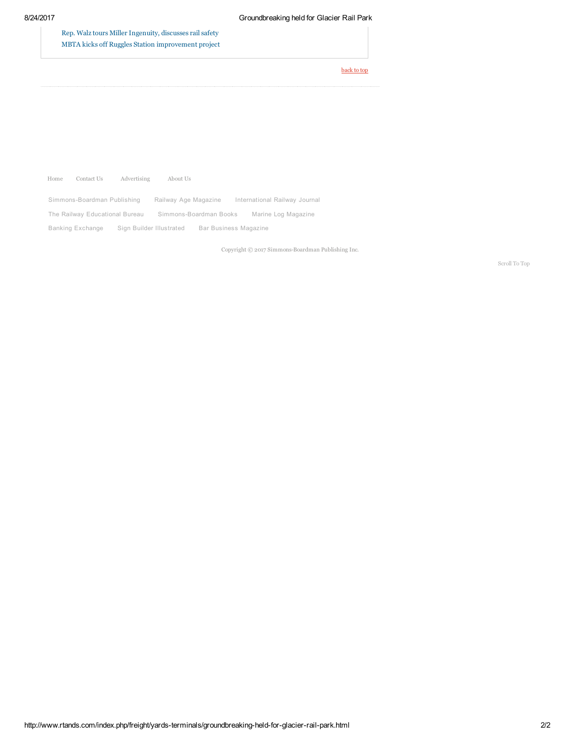Rep. Walz tours Miller Ingenuity, discusses rail safety

MBTA kicks off Ruggles Station improvement project

back to top

Home Contact Us Advertising About Us

Simmons-Boardman Publishing Railway Age Magazine International Railway Journal

The Railway Educational Bureau Simmons-Boardman Books Marine Log Magazine

Banking Exchange Sign Builder Illustrated Bar Business Magazine

Copyright © 2017 Simmons-Boardman Publishing Inc.

Scroll To Top